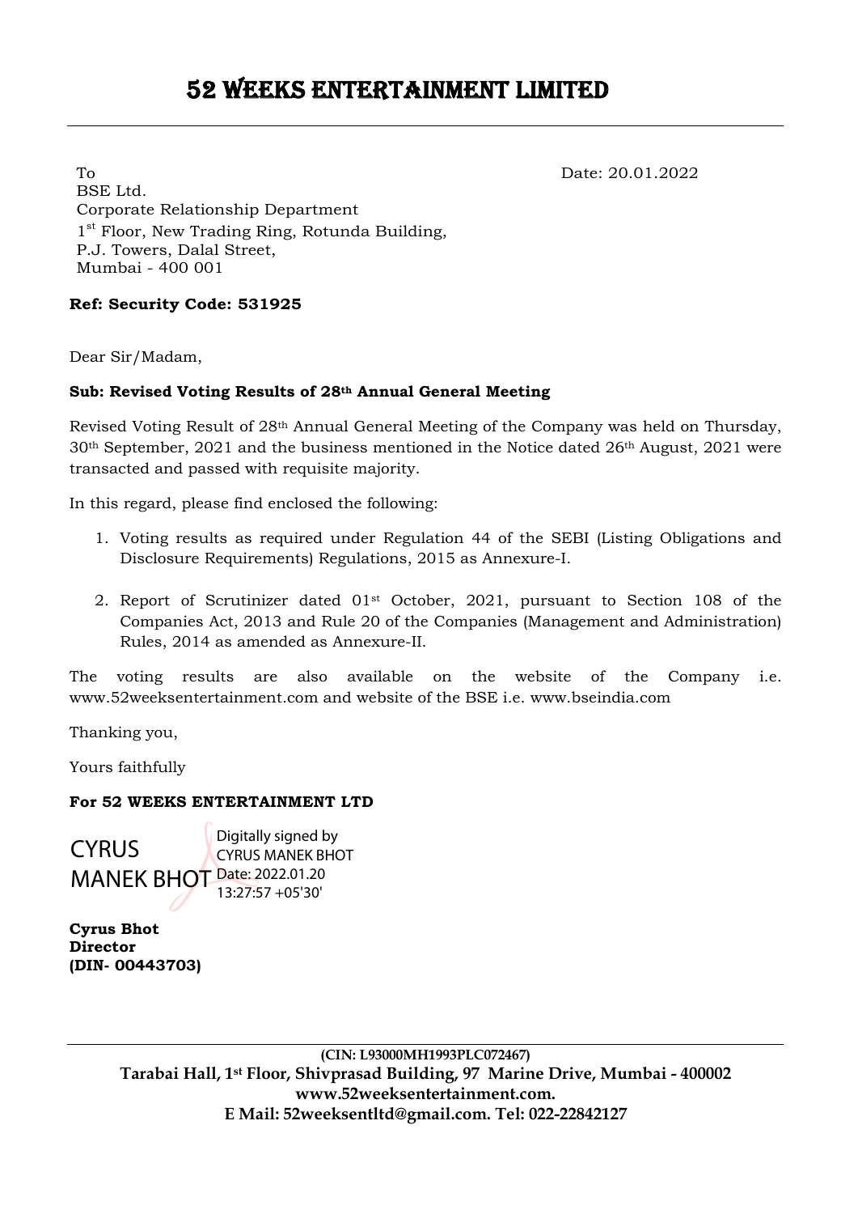# 52 WEEKS ENTERTAINMENT LIMITED

To  
BSE Ltd.  
Corporate Relationship Department  
1st Floor, New Trading Ring, Rotunda Building,  
P.J. Towers, Dalal Street,  
Mumbai - 400 001

Date: 20.01.2022

**Ref: Security Code: 531925**

Dear Sir/Madam,

**Sub: Revised Voting Results of 28th Annual General Meeting**

Revised Voting Result of 28th Annual General Meeting of the Company was held on Thursday, 30th September, 2021 and the business mentioned in the Notice dated 26th August, 2021 were transacted and passed with requisite majority.

In this regard, please find enclosed the following:

1. Voting results as required under Regulation 44 of the SEBI (Listing Obligations and Disclosure Requirements) Regulations, 2015 as Annexure-I.

2. Report of Scrutinizer dated 01st October, 2021, pursuant to Section 108 of the Companies Act, 2013 and Rule 20 of the Companies (Management and Administration) Rules, 2014 as amended as Annexure-II.

The voting results are also available on the website of the Company i.e. www.52weeksentertainment.com and website of the BSE i.e. www.bseindia.com

Thanking you,

Yours faithfully

**For 52 WEEKS ENTERTAINMENT LTD**

CYRUS MANEK BHOT  
Digitally signed by CYRUS MANEK BHOT  
Date: 2022.01.20 13:27:57 +05'30'

**Cyrus Bhot**  
**Director**  
**(DIN- 00443703)**

(CIN: L93000MH1993PLC072467)  
**Tarabai Hall, 1st Floor, Shivprasad Building, 97 Marine Drive, Mumbai - 400002**  
**www.52weeksentertainment.com.**  
**E Mail: 52weeksentltd@gmail.com. Tel: 022-22842127**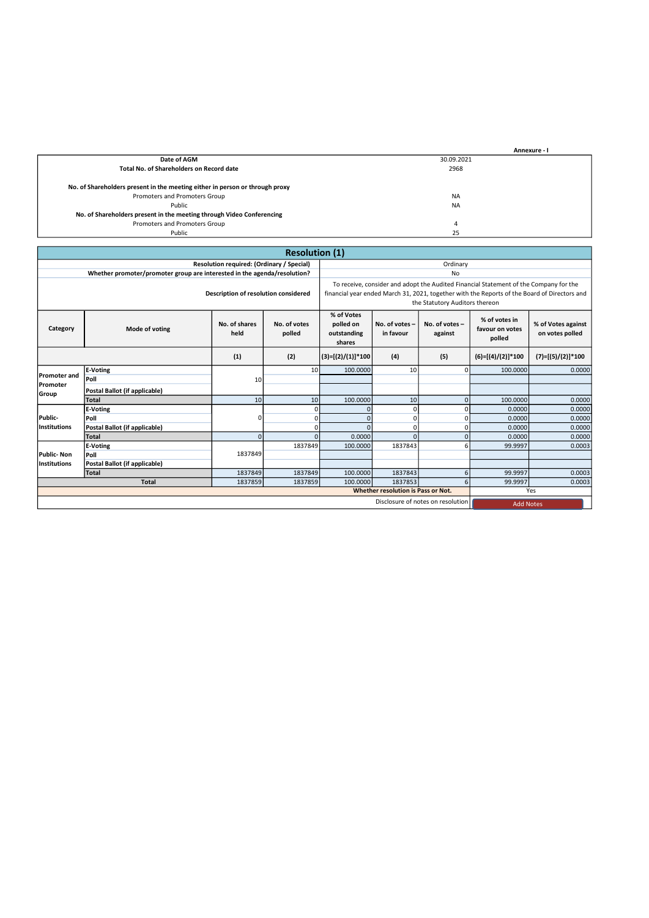Annexure - I

| Date of AGM | 30.09.2021 |
|---|---|
| Total No. of Shareholders on Record date | 2968 |
| No. of Shareholders present in the meeting either in person or through proxy | |
| Promoters and Promoters Group | NA |
| Public | NA |
| No. of Shareholders present in the meeting through Video Conferencing | |
| Promoters and Promoters Group | 4 |
| Public | 25 |

## Resolution (1)

| Resolution required: (Ordinary / Special) | Ordinary |
|---|---|
| Whether promoter/promoter group are interested in the agenda/resolution? | No |
| Description of resolution considered | To receive, consider and adopt the Audited Financial Statement of the Company for the financial year ended March 31, 2021, together with the Reports of the Board of Directors and the Statutory Auditors thereon |

| Category | Mode of voting | No. of shares held | No. of votes polled | % of Votes polled on outstanding shares | No. of votes – in favour | No. of votes – against | % of votes in favour on votes polled | % of Votes against on votes polled |
|---|---|---|---|---|---|---|---|---|
| | | (1) | (2) | (3)=[(2)/(1)]*100 | (4) | (5) | (6)=[(4)/(2)]*100 | (7)=[(5)/(2)]*100 |
| Promoter and Promoter Group | E-Voting | 10 | 10 | 100.0000 | 10 | 0 | 100.0000 | 0.0000 |
| | Poll | | | | | | | |
| | Postal Ballot (if applicable) | | | | | | | |
| | Total | 10 | 10 | 100.0000 | 10 | 0 | 100.0000 | 0.0000 |
| Public-Institutions | E-Voting | 0 | 0 | 0 | 0 | 0 | 0.0000 | 0.0000 |
| | Poll | | 0 | 0 | 0 | 0 | 0.0000 | 0.0000 |
| | Postal Ballot (if applicable) | | 0 | 0 | 0 | 0 | 0.0000 | 0.0000 |
| | Total | 0 | 0 | 0.0000 | 0 | 0 | 0.0000 | 0.0000 |
| Public- Non Institutions | E-Voting | 1837849 | 1837849 | 100.0000 | 1837843 | 6 | 99.9997 | 0.0003 |
| | Poll | | | | | | | |
| | Postal Ballot (if applicable) | | | | | | | |
| | Total | 1837849 | 1837849 | 100.0000 | 1837843 | 6 | 99.9997 | 0.0003 |
| Total | | 1837859 | 1837859 | 100.0000 | 1837853 | 6 | 99.9997 | 0.0003 |
| | | | | | | Whether resolution is Pass or Not. | Yes | |
| | | | | | | Disclosure of notes on resolution | Add Notes | |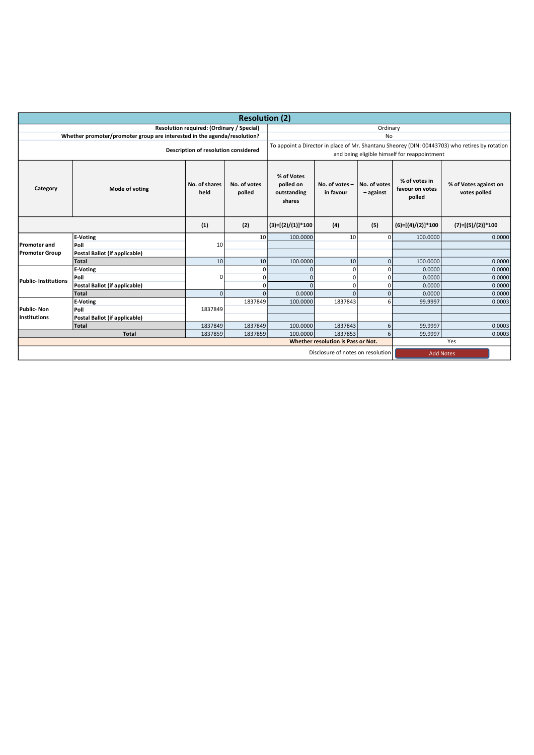## Resolution (2)

| | |
|---|---|
| Resolution required: (Ordinary / Special) | Ordinary |
| Whether promoter/promoter group are interested in the agenda/resolution? | No |
| Description of resolution considered | To appoint a Director in place of Mr. Shantanu Sheorey (DIN: 00443703) who retires by rotation and being eligible himself for reappointment |

| Category | Mode of voting | No. of shares held | No. of votes polled | % of Votes polled on outstanding shares | No. of votes – in favour | No. of votes – against | % of votes in favour on votes polled | % of Votes against on votes polled |
|---|---|---|---|---|---|---|---|---|
| | | (1) | (2) | (3)=[(2)/(1)]*100 | (4) | (5) | (6)=[(4)/(2)]*100 | (7)=[(5)/(2)]*100 |
| Promoter and Promoter Group | E-Voting | 10 | 10 | 100.0000 | 10 | 0 | 100.0000 | 0.0000 |
| | Poll | | | | | | | |
| | Postal Ballot (if applicable) | | | | | | | |
| | Total | 10 | 10 | 100.0000 | 10 | 0 | 100.0000 | 0.0000 |
| Public- Institutions | E-Voting | 0 | 0 | 0 | 0 | 0 | 0.0000 | 0.0000 |
| | Poll | | 0 | 0 | 0 | 0 | 0.0000 | 0.0000 |
| | Postal Ballot (if applicable) | | 0 | 0 | 0 | 0 | 0.0000 | 0.0000 |
| | Total | 0 | 0 | 0.0000 | 0 | 0 | 0.0000 | 0.0000 |
| Public- Non Institutions | E-Voting | 1837849 | 1837849 | 100.0000 | 1837843 | 6 | 99.9997 | 0.0003 |
| | Poll | | | | | | | |
| | Postal Ballot (if applicable) | | | | | | | |
| | Total | 1837849 | 1837849 | 100.0000 | 1837843 | 6 | 99.9997 | 0.0003 |
| Total | | 1837859 | 1837859 | 100.0000 | 1837853 | 6 | 99.9997 | 0.0003 |
| | | | | | Whether resolution is Pass or Not. | | Yes | |
| | | | | | Disclosure of notes on resolution | | Add Notes | |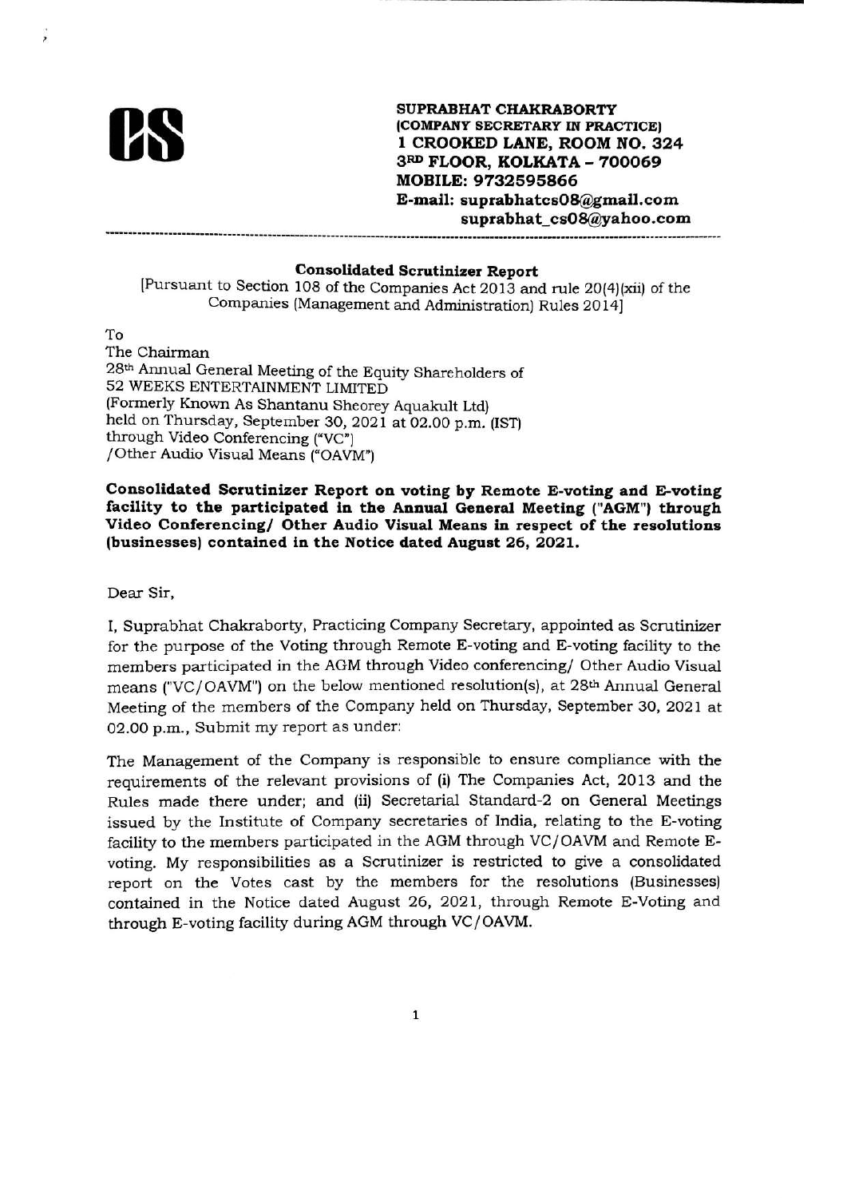**SUPRABHAT CHAKRABORTY**
**(COMPANY SECRETARY IN PRACTICE)**
**1 CROOKED LANE, ROOM NO. 324**
**3RD FLOOR, KOLKATA – 700069**
**MOBILE: 9732595866**
**E-mail: suprabhatcs08@gmail.com**
**suprabhat_cs08@yahoo.com**

---

**Consolidated Scrutinizer Report**

[Pursuant to Section 108 of the Companies Act 2013 and rule 20(4)(xii) of the Companies (Management and Administration) Rules 2014]

To
The Chairman
28th Annual General Meeting of the Equity Shareholders of
52 WEEKS ENTERTAINMENT LIMITED
(Formerly Known As Shantanu Sheorey Aquakult Ltd)
held on Thursday, September 30, 2021 at 02.00 p.m. (IST)
through Video Conferencing ("VC")
/Other Audio Visual Means ("OAVM")

**Consolidated Scrutinizer Report on voting by Remote E-voting and E-voting facility to the participated in the Annual General Meeting ("AGM") through Video Conferencing/ Other Audio Visual Means in respect of the resolutions (businesses) contained in the Notice dated August 26, 2021.**

Dear Sir,

I, Suprabhat Chakraborty, Practicing Company Secretary, appointed as Scrutinizer for the purpose of the Voting through Remote E-voting and E-voting facility to the members participated in the AGM through Video conferencing/ Other Audio Visual means ("VC/OAVM") on the below mentioned resolution(s), at 28th Annual General Meeting of the members of the Company held on Thursday, September 30, 2021 at 02.00 p.m., Submit my report as under:

The Management of the Company is responsible to ensure compliance with the requirements of the relevant provisions of (i) The Companies Act, 2013 and the Rules made there under; and (ii) Secretarial Standard-2 on General Meetings issued by the Institute of Company secretaries of India, relating to the E-voting facility to the members participated in the AGM through VC/OAVM and Remote E-voting. My responsibilities as a Scrutinizer is restricted to give a consolidated report on the Votes cast by the members for the resolutions (Businesses) contained in the Notice dated August 26, 2021, through Remote E-Voting and through E-voting facility during AGM through VC/OAVM.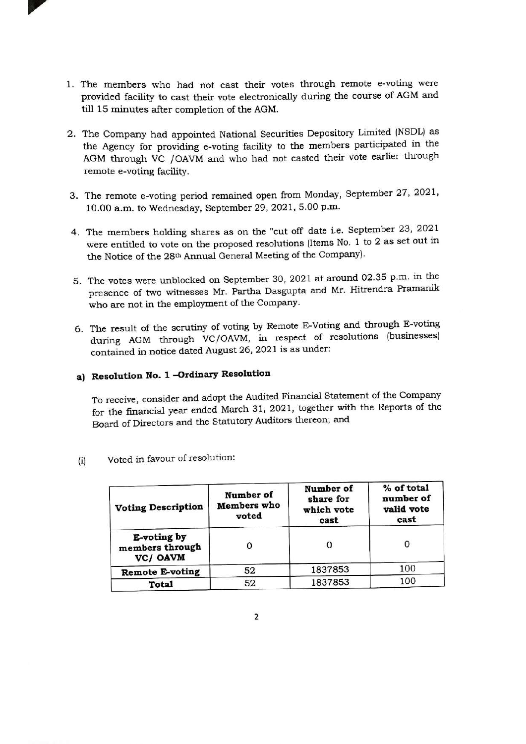1. The members who had not cast their votes through remote e-voting were provided facility to cast their vote electronically during the course of AGM and till 15 minutes after completion of the AGM.

2. The Company had appointed National Securities Depository Limited (NSDL) as the Agency for providing e-voting facility to the members participated in the AGM through VC /OAVM and who had not casted their vote earlier through remote e-voting facility.

3. The remote e-voting period remained open from Monday, September 27, 2021, 10.00 a.m. to Wednesday, September 29, 2021, 5.00 p.m.

4. The members holding shares as on the "cut off date i.e. September 23, 2021 were entitled to vote on the proposed resolutions (Items No. 1 to 2 as set out in the Notice of the 28th Annual General Meeting of the Company).

5. The votes were unblocked on September 30, 2021 at around 02.35 p.m. in the presence of two witnesses Mr. Partha Dasgupta and Mr. Hitrendra Pramanik who are not in the employment of the Company.

6. The result of the scrutiny of voting by Remote E-Voting and through E-voting during AGM through VC/OAVM, in respect of resolutions (businesses) contained in notice dated August 26, 2021 is as under:

**a) Resolution No. 1 –Ordinary Resolution**

To receive, consider and adopt the Audited Financial Statement of the Company for the financial year ended March 31, 2021, together with the Reports of the Board of Directors and the Statutory Auditors thereon; and

(i) Voted in favour of resolution:

| Voting Description | Number of Members who voted | Number of share for which vote cast | % of total number of valid vote cast |
|---|---|---|---|
| E-voting by members through VC/ OAVM | 0 | 0 | 0 |
| Remote E-voting | 52 | 1837853 | 100 |
| Total | 52 | 1837853 | 100 |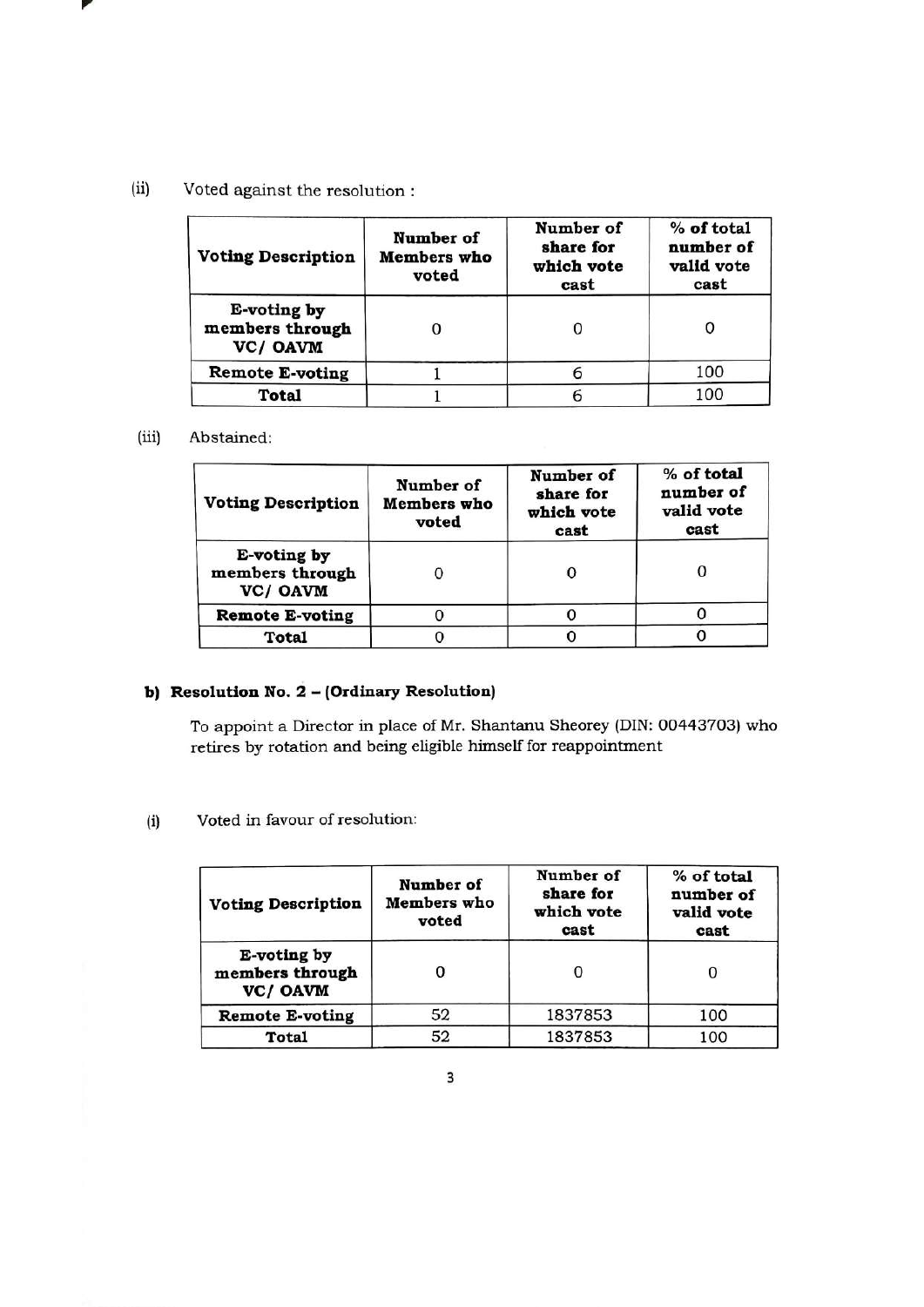(ii) Voted against the resolution :

| Voting Description | Number of Members who voted | Number of share for which vote cast | % of total number of valid vote cast |
|---|---|---|---|
| E-voting by members through VC/ OAVM | 0 | 0 | 0 |
| Remote E-voting | 1 | 6 | 100 |
| Total | 1 | 6 | 100 |

(iii) Abstained:

| Voting Description | Number of Members who voted | Number of share for which vote cast | % of total number of valid vote cast |
|---|---|---|---|
| E-voting by members through VC/ OAVM | 0 | 0 | 0 |
| Remote E-voting | 0 | 0 | 0 |
| Total | 0 | 0 | 0 |

**b) Resolution No. 2 – (Ordinary Resolution)**

To appoint a Director in place of Mr. Shantanu Sheorey (DIN: 00443703) who retires by rotation and being eligible himself for reappointment

(i) Voted in favour of resolution:

| Voting Description | Number of Members who voted | Number of share for which vote cast | % of total number of valid vote cast |
|---|---|---|---|
| E-voting by members through VC/ OAVM | 0 | 0 | 0 |
| Remote E-voting | 52 | 1837853 | 100 |
| Total | 52 | 1837853 | 100 |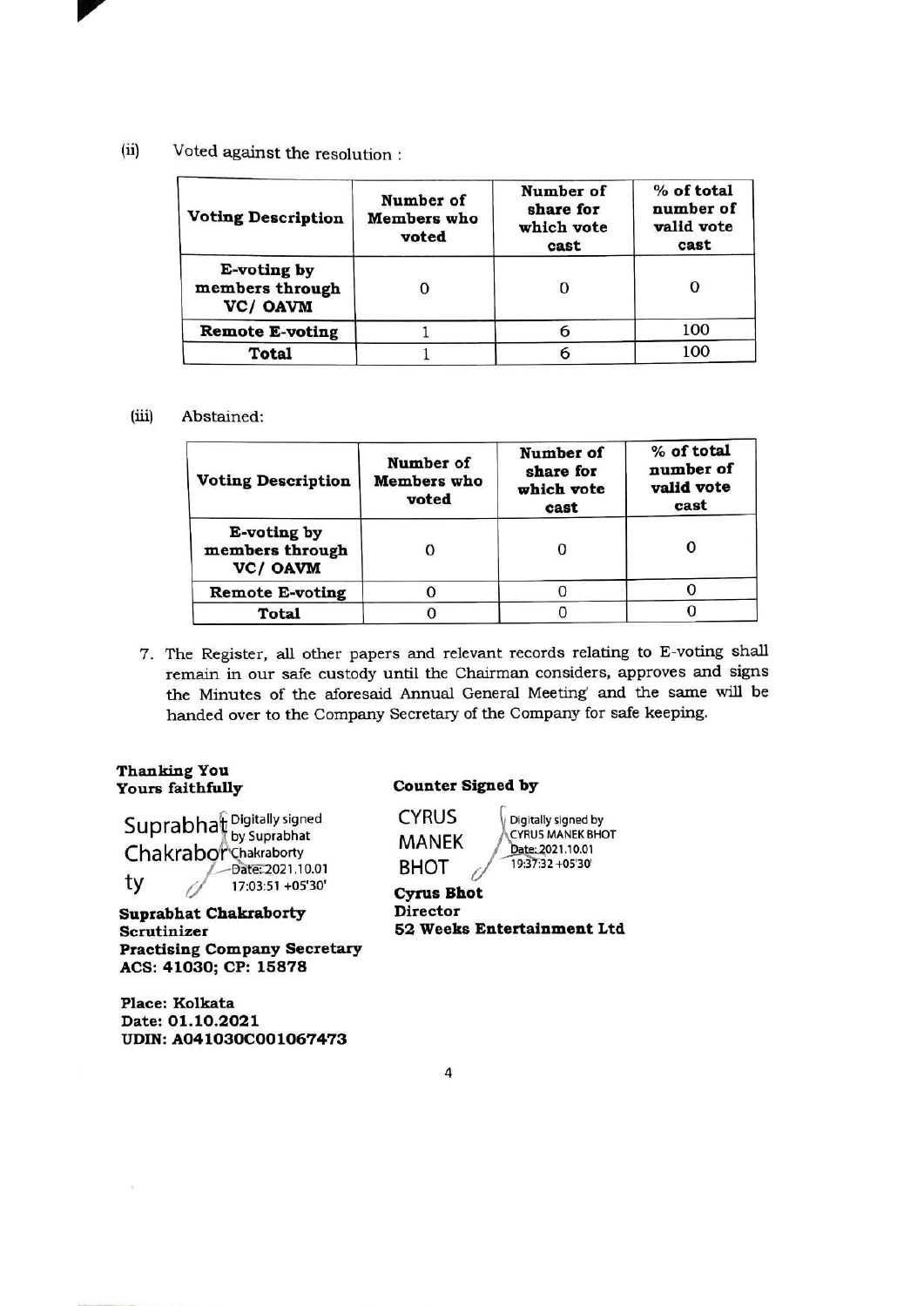(ii) Voted against the resolution :

| Voting Description | Number of Members who voted | Number of share for which vote cast | % of total number of valid vote cast |
|---|---|---|---|
| E-voting by members through VC/ OAVM | 0 | 0 | 0 |
| Remote E-voting | 1 | 6 | 100 |
| Total | 1 | 6 | 100 |

(iii) Abstained:

| Voting Description | Number of Members who voted | Number of share for which vote cast | % of total number of valid vote cast |
|---|---|---|---|
| E-voting by members through VC/ OAVM | 0 | 0 | 0 |
| Remote E-voting | 0 | 0 | 0 |
| Total | 0 | 0 | 0 |

7. The Register, all other papers and relevant records relating to E-voting shall remain in our safe custody until the Chairman considers, approves and signs the Minutes of the aforesaid Annual General Meeting' and the same will be handed over to the Company Secretary of the Company for safe keeping.

**Thanking You**
**Yours faithfully**

Suprabhat Chakraborty
Digitally signed by Suprabhat Chakraborty
Date: 2021.10.01 17:03:51 +05'30'

**Suprabhat Chakraborty**
**Scrutinizer**
**Practising Company Secretary**
**ACS: 41030; CP: 15878**

**Place: Kolkata**
**Date: 01.10.2021**
**UDIN: A041030C001067473**

**Counter Signed by**

CYRUS MANEK BHOT
Digitally signed by CYRUS MANEK BHOT
Date: 2021.10.01 19:37:32 +05'30'

**Cyrus Bhot**
**Director**
**52 Weeks Entertainment Ltd**